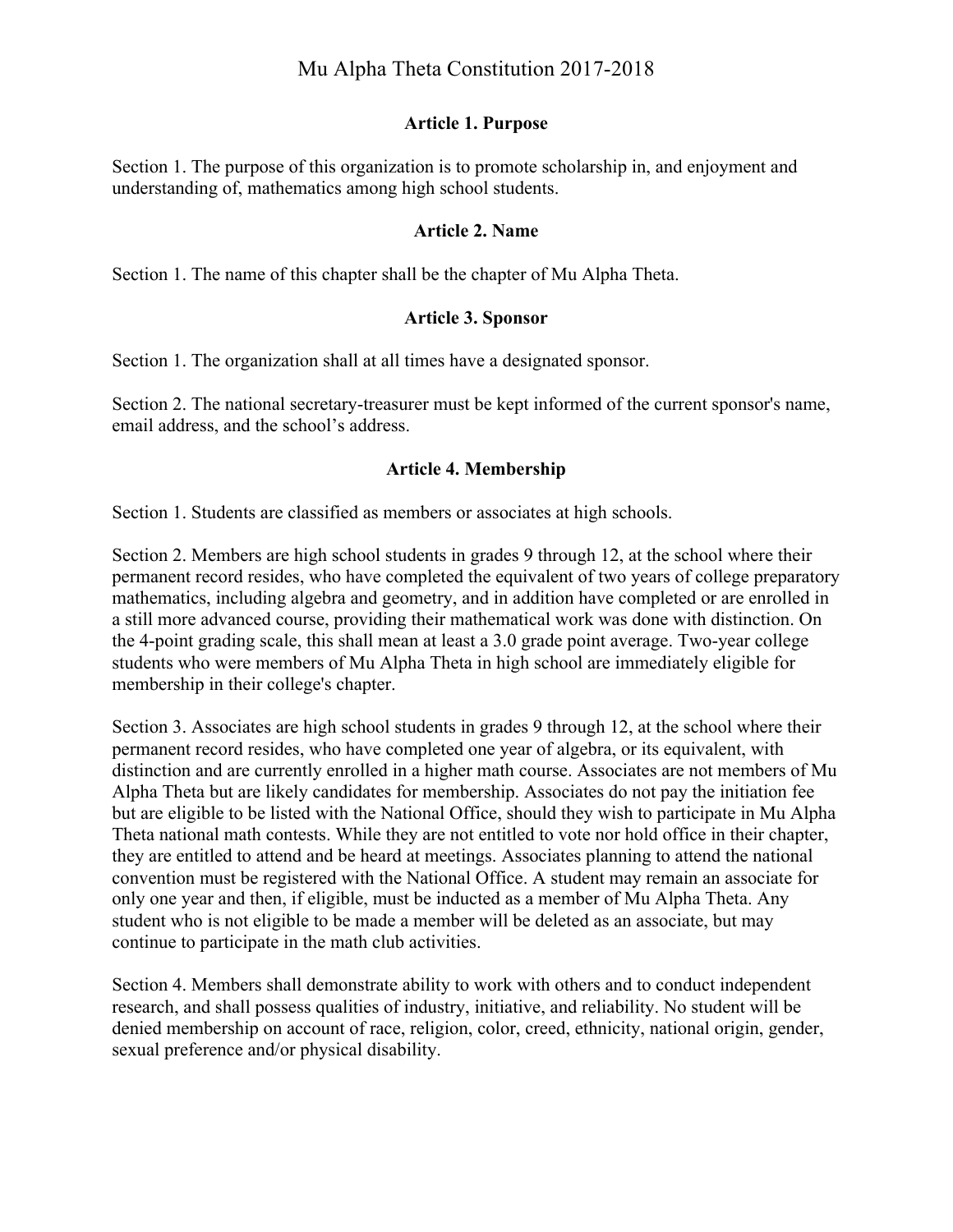# Mu Alpha Theta Constitution 2017-2018

## Article 1. Purpose

Section 1. The purpose of this organization is to promote scholarship in, and enjoyment and understanding of, mathematics among high school students.

## Article 2. Name

Section 1. The name of this chapter shall be the chapter of Mu Alpha Theta.

## Article 3. Sponsor

Section 1. The organization shall at all times have a designated sponsor.

Section 2. The national secretary-treasurer must be kept informed of the current sponsor's name, email address, and the school's address.

## Article 4. Membership

Section 1. Students are classified as members or associates at high schools.

Section 2. Members are high school students in grades 9 through 12, at the school where their permanent record resides, who have completed the equivalent of two years of college preparatory mathematics, including algebra and geometry, and in addition have completed or are enrolled in a still more advanced course, providing their mathematical work was done with distinction. On the 4-point grading scale, this shall mean at least a 3.0 grade point average. Two-year college students who were members of Mu Alpha Theta in high school are immediately eligible for membership in their college's chapter.

Section 3. Associates are high school students in grades 9 through 12, at the school where their permanent record resides, who have completed one year of algebra, or its equivalent, with distinction and are currently enrolled in a higher math course. Associates are not members of Mu Alpha Theta but are likely candidates for membership. Associates do not pay the initiation fee but are eligible to be listed with the National Office, should they wish to participate in Mu Alpha Theta national math contests. While they are not entitled to vote nor hold office in their chapter, they are entitled to attend and be heard at meetings. Associates planning to attend the national convention must be registered with the National Office. A student may remain an associate for only one year and then, if eligible, must be inducted as a member of Mu Alpha Theta. Any student who is not eligible to be made a member will be deleted as an associate, but may continue to participate in the math club activities.

Section 4. Members shall demonstrate ability to work with others and to conduct independent research, and shall possess qualities of industry, initiative, and reliability. No student will be denied membership on account of race, religion, color, creed, ethnicity, national origin, gender, sexual preference and/or physical disability.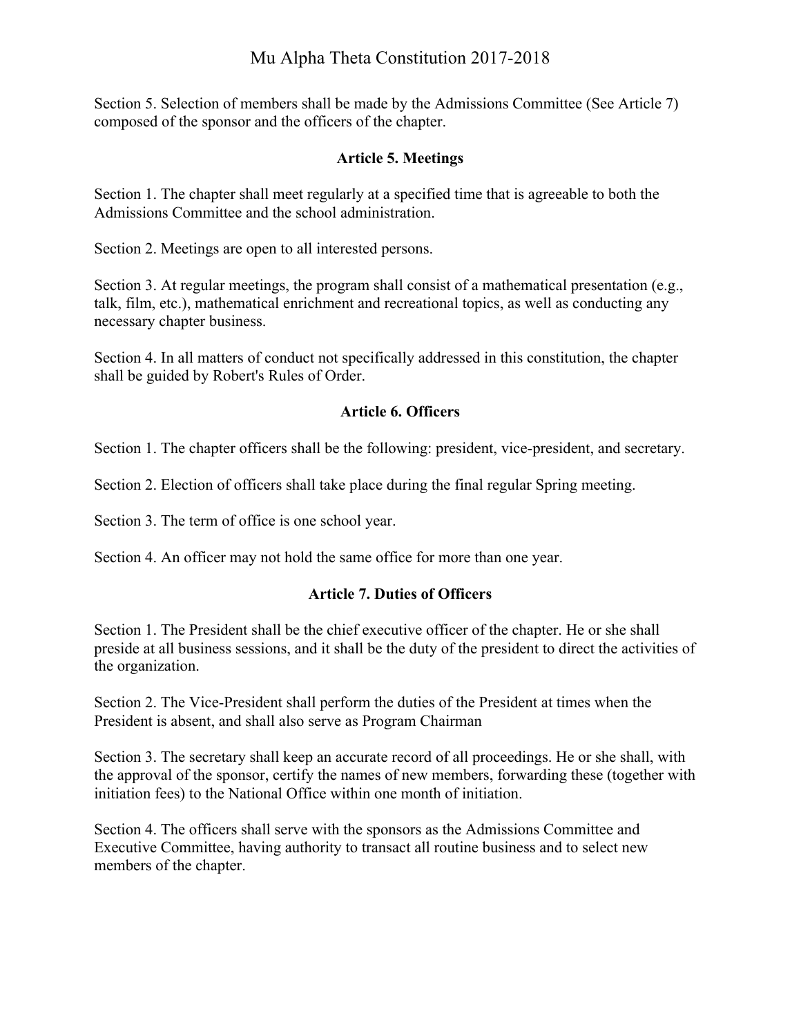Section 5. Selection of members shall be made by the Admissions Committee (See Article 7) composed of the sponsor and the officers of the chapter.

## Article 5. Meetings

Section 1. The chapter shall meet regularly at a specified time that is agreeable to both the Admissions Committee and the school administration.

Section 2. Meetings are open to all interested persons.

Section 3. At regular meetings, the program shall consist of a mathematical presentation (e.g., talk, film, etc.), mathematical enrichment and recreational topics, as well as conducting any necessary chapter business.

Section 4. In all matters of conduct not specifically addressed in this constitution, the chapter shall be guided by Robert's Rules of Order.

## Article 6. Officers

Section 1. The chapter officers shall be the following: president, vice-president, and secretary.

Section 2. Election of officers shall take place during the final regular Spring meeting.

Section 3. The term of office is one school year.

Section 4. An officer may not hold the same office for more than one year.

## Article 7. Duties of Officers

Section 1. The President shall be the chief executive officer of the chapter. He or she shall preside at all business sessions, and it shall be the duty of the president to direct the activities of the organization.

Section 2. The Vice-President shall perform the duties of the President at times when the President is absent, and shall also serve as Program Chairman

Section 3. The secretary shall keep an accurate record of all proceedings. He or she shall, with the approval of the sponsor, certify the names of new members, forwarding these (together with initiation fees) to the National Office within one month of initiation.

Section 4. The officers shall serve with the sponsors as the Admissions Committee and Executive Committee, having authority to transact all routine business and to select new members of the chapter.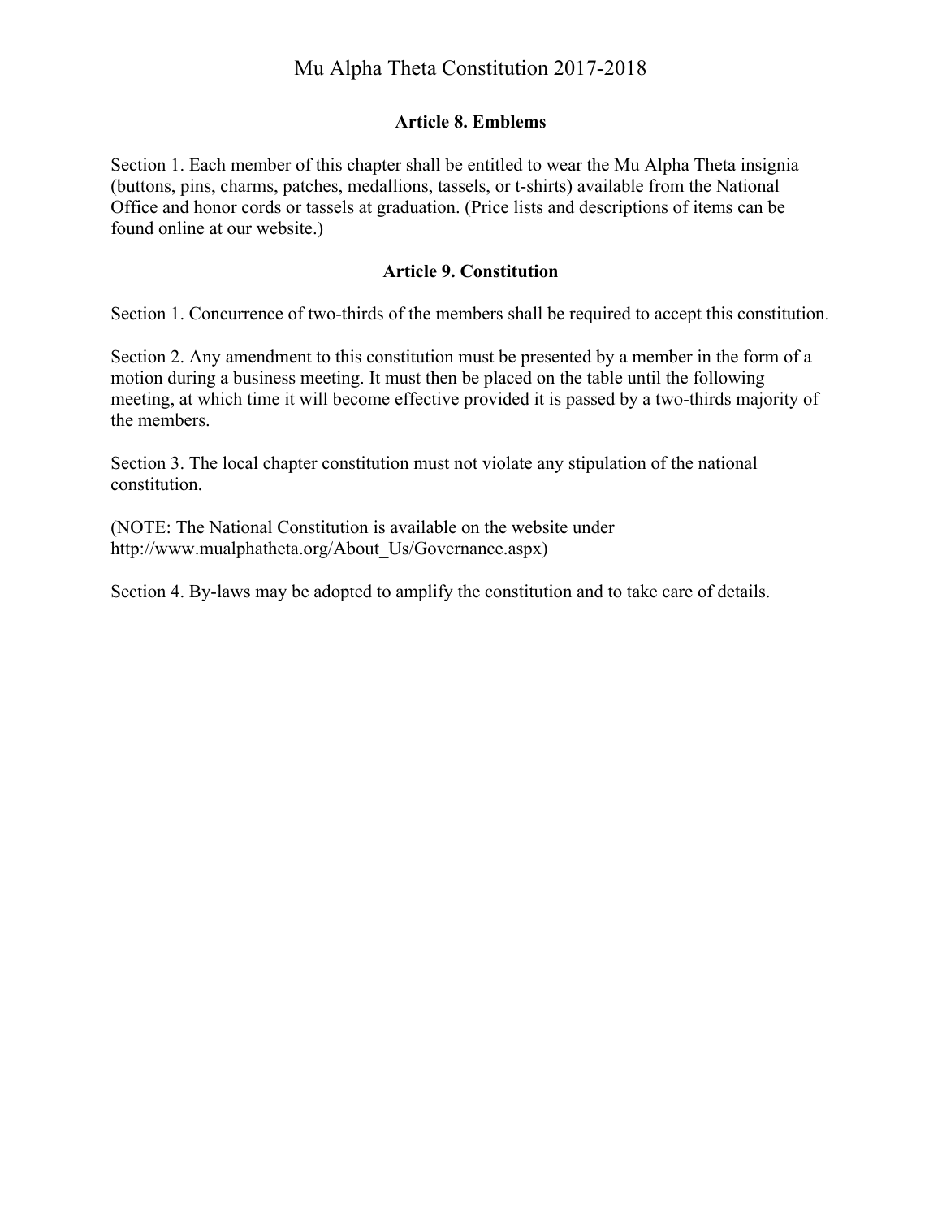### Article 8. Emblems

Section 1. Each member of this chapter shall be entitled to wear the Mu Alpha Theta insignia (buttons, pins, charms, patches, medallions, tassels, or t-shirts) available from the National Office and honor cords or tassels at graduation. (Price lists and descriptions of items can be found online at our website.)

### Article 9. Constitution

Section 1. Concurrence of two-thirds of the members shall be required to accept this constitution.

Section 2. Any amendment to this constitution must be presented by a member in the form of a motion during a business meeting. It must then be placed on the table until the following meeting, at which time it will become effective provided it is passed by a two-thirds majority of the members.

Section 3. The local chapter constitution must not violate any stipulation of the national constitution.

(NOTE: The National Constitution is available on the website under http://www.mualphatheta.org/About_Us/Governance.aspx)

Section 4. By-laws may be adopted to amplify the constitution and to take care of details.